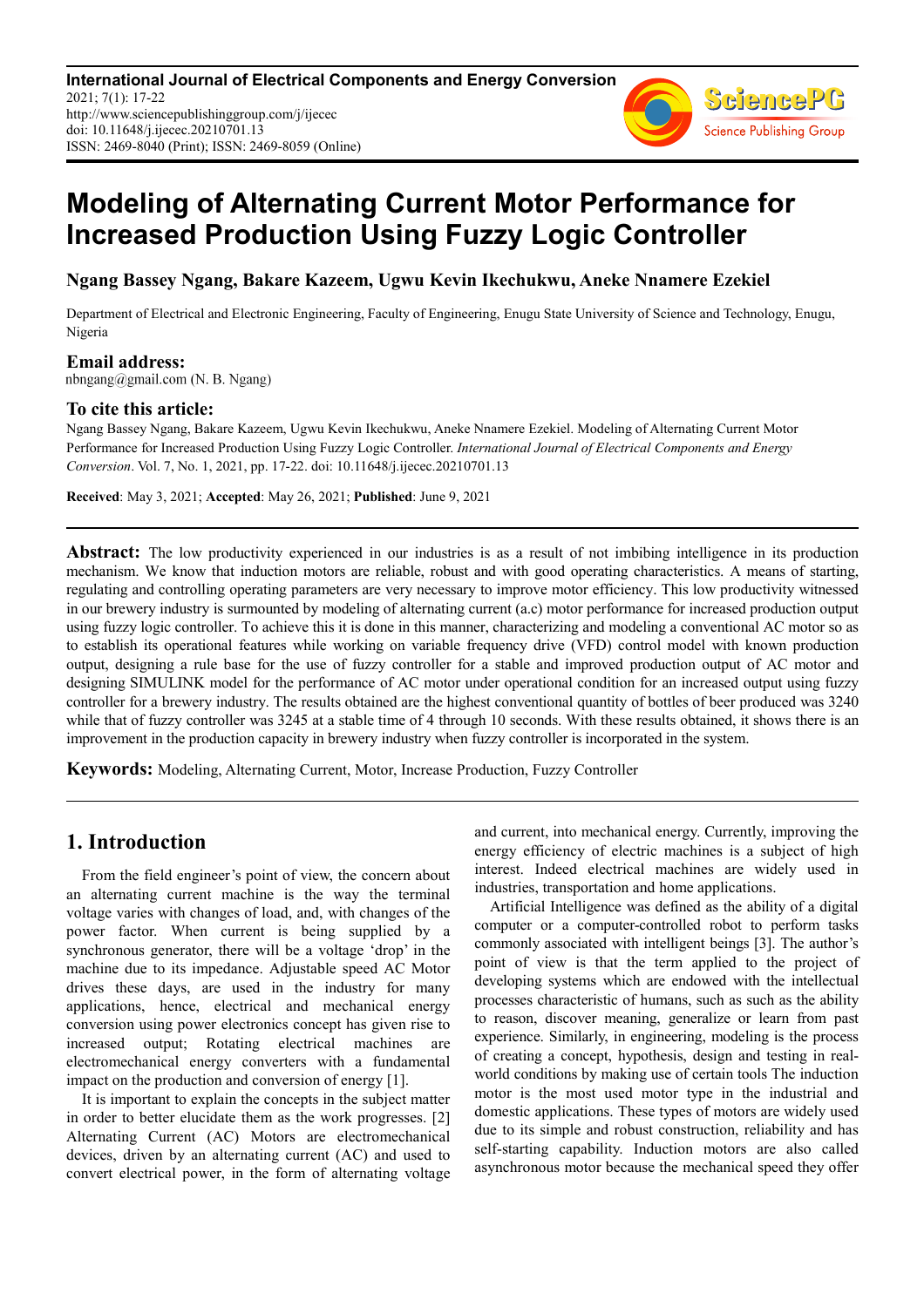# Modeling of Alternating Current Motor Performance for Increased Production Using Fuzzy Logic Controller

**Ngang Bassey Ngang, Bakare Kazeem, Ugwu Kevin Ikechukwu, Aneke Nnamere Ezekiel**

Department of Electrical and Electronic Engineering, Faculty of Engineering, Enugu State University of Science and Technology, Enugu, Nigeria

**Email address:**

nbngang@gmail.com (N. B. Ngang)

**To cite this article:**

Ngang Bassey Ngang, Bakare Kazeem, Ugwu Kevin Ikechukwu, Aneke Nnamere Ezekiel. Modeling of Alternating Current Motor Performance for Increased Production Using Fuzzy Logic Controller. *International Journal of Electrical Components and Energy Conversion*. Vol. 7, No. 1, 2021, pp. 17-22. doi: 10.11648/j.ijecec.20210701.13

**Received**: May 3, 2021; **Accepted**: May 26, 2021; **Published**: June 9, 2021

---

**Abstract:** The low productivity experienced in our industries is as a result of not imbibing intelligence in its production mechanism. We know that induction motors are reliable, robust and with good operating characteristics. A means of starting, regulating and controlling operating parameters are very necessary to improve motor efficiency. This low productivity witnessed in our brewery industry is surmounted by modeling of alternating current (a.c) motor performance for increased production output using fuzzy logic controller. To achieve this it is done in this manner, characterizing and modeling a conventional AC motor so as to establish its operational features while working on variable frequency drive (VFD) control model with known production output, designing a rule base for the use of fuzzy controller for a stable and improved production output of AC motor and designing SIMULINK model for the performance of AC motor under operational condition for an increased output using fuzzy controller for a brewery industry. The results obtained are the highest conventional quantity of bottles of beer produced was 3240 while that of fuzzy controller was 3245 at a stable time of 4 through 10 seconds. With these results obtained, it shows there is an improvement in the production capacity in brewery industry when fuzzy controller is incorporated in the system.

**Keywords:** Modeling, Alternating Current, Motor, Increase Production, Fuzzy Controller

---

## 1. Introduction

From the field engineer's point of view, the concern about an alternating current machine is the way the terminal voltage varies with changes of load, and, with changes of the power factor. When current is being supplied by a synchronous generator, there will be a voltage 'drop' in the machine due to its impedance. Adjustable speed AC Motor drives these days, are used in the industry for many applications, hence, electrical and mechanical energy conversion using power electronics concept has given rise to increased output; Rotating electrical machines are electromechanical energy converters with a fundamental impact on the production and conversion of energy [1].

It is important to explain the concepts in the subject matter in order to better elucidate them as the work progresses. [2] Alternating Current (AC) Motors are electromechanical devices, driven by an alternating current (AC) and used to convert electrical power, in the form of alternating voltage and current, into mechanical energy. Currently, improving the energy efficiency of electric machines is a subject of high interest. Indeed electrical machines are widely used in industries, transportation and home applications.

Artificial Intelligence was defined as the ability of a digital computer or a computer-controlled robot to perform tasks commonly associated with intelligent beings [3]. The author's point of view is that the term applied to the project of developing systems which are endowed with the intellectual processes characteristic of humans, such as such as the ability to reason, discover meaning, generalize or learn from past experience. Similarly, in engineering, modeling is the process of creating a concept, hypothesis, design and testing in real-world conditions by making use of certain tools The induction motor is the most used motor type in the industrial and domestic applications. These types of motors are widely used due to its simple and robust construction, reliability and has self-starting capability. Induction motors are also called asynchronous motor because the mechanical speed they offer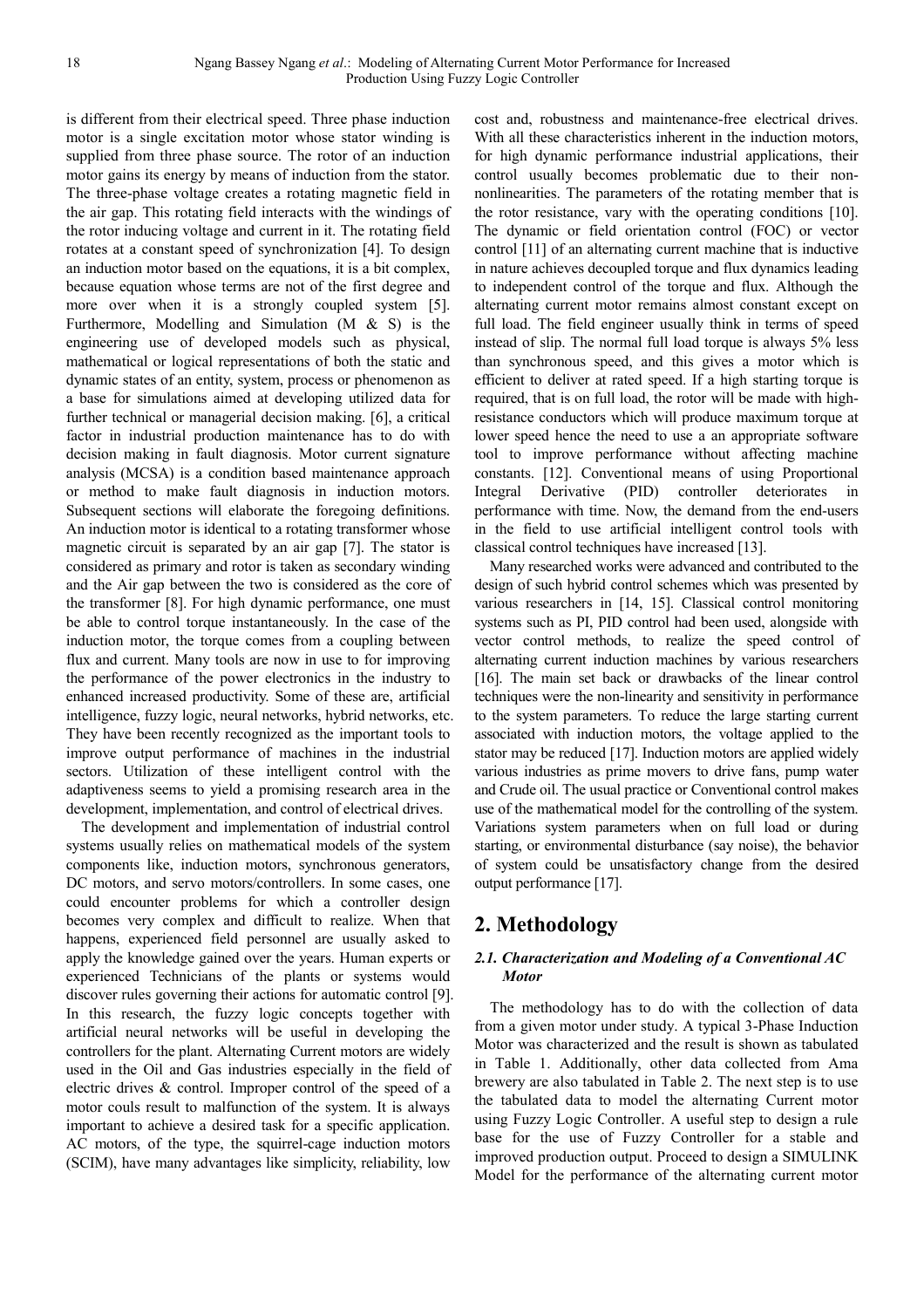is different from their electrical speed. Three phase induction motor is a single excitation motor whose stator winding is supplied from three phase source. The rotor of an induction motor gains its energy by means of induction from the stator. The three-phase voltage creates a rotating magnetic field in the air gap. This rotating field interacts with the windings of the rotor inducing voltage and current in it. The rotating field rotates at a constant speed of synchronization [4]. To design an induction motor based on the equations, it is a bit complex, because equation whose terms are not of the first degree and more over when it is a strongly coupled system [5]. Furthermore, Modelling and Simulation (M & S) is the engineering use of developed models such as physical, mathematical or logical representations of both the static and dynamic states of an entity, system, process or phenomenon as a base for simulations aimed at developing utilized data for further technical or managerial decision making. [6], a critical factor in industrial production maintenance has to do with decision making in fault diagnosis. Motor current signature analysis (MCSA) is a condition based maintenance approach or method to make fault diagnosis in induction motors. Subsequent sections will elaborate the foregoing definitions. An induction motor is identical to a rotating transformer whose magnetic circuit is separated by an air gap [7]. The stator is considered as primary and rotor is taken as secondary winding and the Air gap between the two is considered as the core of the transformer [8]. For high dynamic performance, one must be able to control torque instantaneously. In the case of the induction motor, the torque comes from a coupling between flux and current. Many tools are now in use to for improving the performance of the power electronics in the industry to enhanced increased productivity. Some of these are, artificial intelligence, fuzzy logic, neural networks, hybrid networks, etc. They have been recently recognized as the important tools to improve output performance of machines in the industrial sectors. Utilization of these intelligent control with the adaptiveness seems to yield a promising research area in the development, implementation, and control of electrical drives.

The development and implementation of industrial control systems usually relies on mathematical models of the system components like, induction motors, synchronous generators, DC motors, and servo motors/controllers. In some cases, one could encounter problems for which a controller design becomes very complex and difficult to realize. When that happens, experienced field personnel are usually asked to apply the knowledge gained over the years. Human experts or experienced Technicians of the plants or systems would discover rules governing their actions for automatic control [9]. In this research, the fuzzy logic concepts together with artificial neural networks will be useful in developing the controllers for the plant. Alternating Current motors are widely used in the Oil and Gas industries especially in the field of electric drives & control. Improper control of the speed of a motor couls result to malfunction of the system. It is always important to achieve a desired task for a specific application. AC motors, of the type, the squirrel-cage induction motors (SCIM), have many advantages like simplicity, reliability, low cost and, robustness and maintenance-free electrical drives. With all these characteristics inherent in the induction motors, for high dynamic performance industrial applications, their control usually becomes problematic due to their non-nonlinearities. The parameters of the rotating member that is the rotor resistance, vary with the operating conditions [10]. The dynamic or field orientation control (FOC) or vector control [11] of an alternating current machine that is inductive in nature achieves decoupled torque and flux dynamics leading to independent control of the torque and flux. Although the alternating current motor remains almost constant except on full load. The field engineer usually think in terms of speed instead of slip. The normal full load torque is always 5% less than synchronous speed, and this gives a motor which is efficient to deliver at rated speed. If a high starting torque is required, that is on full load, the rotor will be made with high-resistance conductors which will produce maximum torque at lower speed hence the need to use a an appropriate software tool to improve performance without affecting machine constants. [12]. Conventional means of using Proportional Integral Derivative (PID) controller deteriorates in performance with time. Now, the demand from the end-users in the field to use artificial intelligent control tools with classical control techniques have increased [13].

Many researched works were advanced and contributed to the design of such hybrid control schemes which was presented by various researchers in [14, 15]. Classical control monitoring systems such as PI, PID control had been used, alongside with vector control methods, to realize the speed control of alternating current induction machines by various researchers [16]. The main set back or drawbacks of the linear control techniques were the non-linearity and sensitivity in performance to the system parameters. To reduce the large starting current associated with induction motors, the voltage applied to the stator may be reduced [17]. Induction motors are applied widely various industries as prime movers to drive fans, pump water and Crude oil. The usual practice or Conventional control makes use of the mathematical model for the controlling of the system. Variations system parameters when on full load or during starting, or environmental disturbance (say noise), the behavior of system could be unsatisfactory change from the desired output performance [17].

## 2. Methodology

### *2.1. Characterization and Modeling of a Conventional AC Motor*

The methodology has to do with the collection of data from a given motor under study. A typical 3-Phase Induction Motor was characterized and the result is shown as tabulated in Table 1. Additionally, other data collected from Ama brewery are also tabulated in Table 2. The next step is to use the tabulated data to model the alternating Current motor using Fuzzy Logic Controller. A useful step to design a rule base for the use of Fuzzy Controller for a stable and improved production output. Proceed to design a SIMULINK Model for the performance of the alternating current motor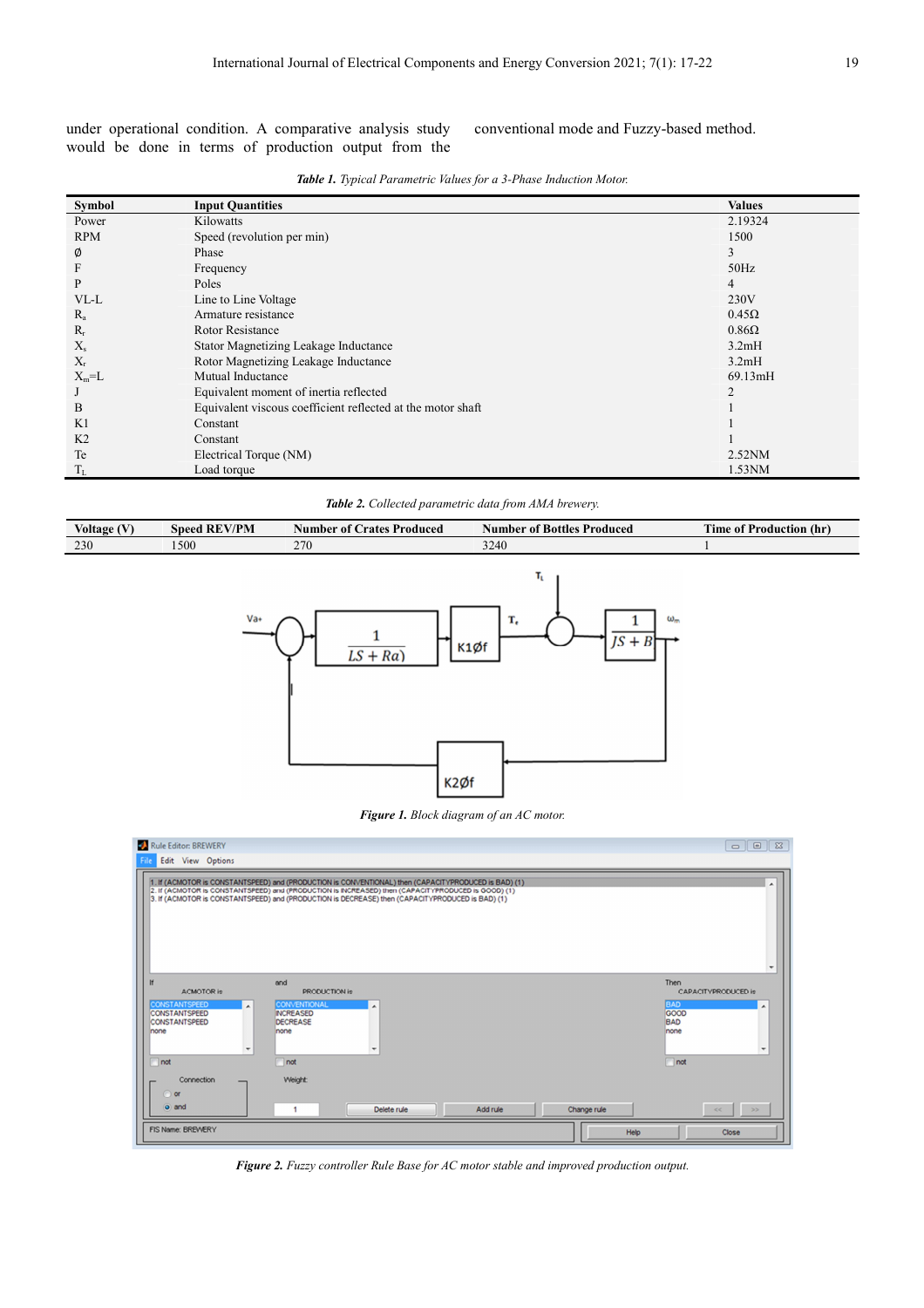under operational condition. A comparative analysis study would be done in terms of production output from the conventional mode and Fuzzy-based method.

***Table 1.*** *Typical Parametric Values for a 3-Phase Induction Motor.*

| Symbol | Input Quantities | Values |
|---|---|---|
| Power | Kilowatts | 2.19324 |
| RPM | Speed (revolution per min) | 1500 |
| Ø | Phase | 3 |
| F | Frequency | 50Hz |
| P | Poles | 4 |
| VL-L | Line to Line Voltage | 230V |
| $R_a$ | Armature resistance | 0.45Ω |
| $R_r$ | Rotor Resistance | 0.86Ω |
| $X_s$ | Stator Magnetizing Leakage Inductance | 3.2mH |
| $X_r$ | Rotor Magnetizing Leakage Inductance | 3.2mH |
| $X_m$=L | Mutual Inductance | 69.13mH |
| J | Equivalent moment of inertia reflected | 2 |
| B | Equivalent viscous coefficient reflected at the motor shaft | 1 |
| K1 | Constant | 1 |
| K2 | Constant | 1 |
| Te | Electrical Torque (NM) | 2.52NM |
| $T_L$ | Load torque | 1.53NM |

***Table 2.*** *Collected parametric data from AMA brewery.*

| Voltage (V) | Speed REV/PM | Number of Crates Produced | Number of Bottles Produced | Time of Production (hr) |
|---|---|---|---|---|
| 230 | 1500 | 270 | 3240 | 1 |

***Figure 1.*** *Block diagram of an AC motor.*

***Figure 2.*** *Fuzzy controller Rule Base for AC motor stable and improved production output.*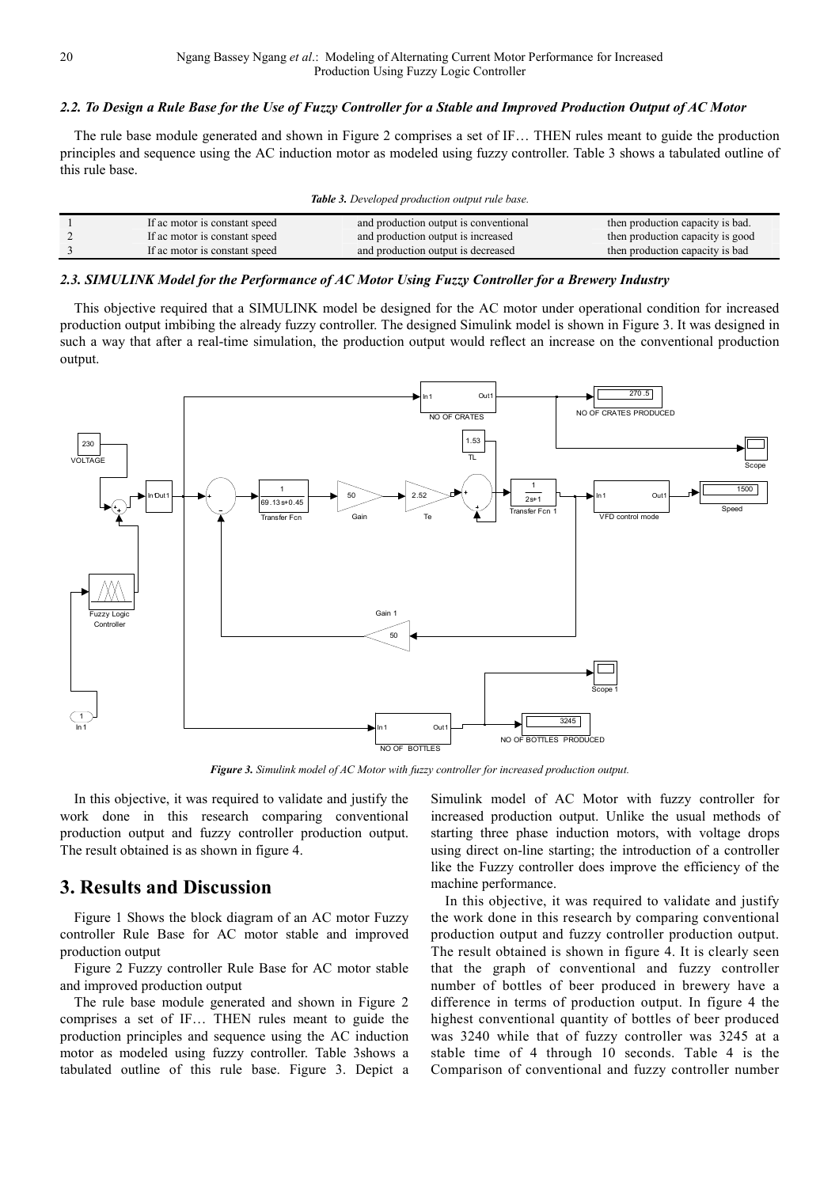### 2.2. To Design a Rule Base for the Use of Fuzzy Controller for a Stable and Improved Production Output of AC Motor

The rule base module generated and shown in Figure 2 comprises a set of IF… THEN rules meant to guide the production principles and sequence using the AC induction motor as modeled using fuzzy controller. Table 3 shows a tabulated outline of this rule base.

*Table 3. Developed production output rule base.*

| | | | |
|---|---|---|---|
| 1 | If ac motor is constant speed | and production output is conventional | then production capacity is bad. |
| 2 | If ac motor is constant speed | and production output is increased | then production capacity is good |
| 3 | If ac motor is constant speed | and production output is decreased | then production capacity is bad |

### 2.3. SIMULINK Model for the Performance of AC Motor Using Fuzzy Controller for a Brewery Industry

This objective required that a SIMULINK model be designed for the AC motor under operational condition for increased production output imbibing the already fuzzy controller. The designed Simulink model is shown in Figure 3. It was designed in such a way that after a real-time simulation, the production output would reflect an increase on the conventional production output.

*Figure 3. Simulink model of AC Motor with fuzzy controller for increased production output.*

In this objective, it was required to validate and justify the work done in this research comparing conventional production output and fuzzy controller production output. The result obtained is as shown in figure 4.

## 3. Results and Discussion

Figure 1 Shows the block diagram of an AC motor Fuzzy controller Rule Base for AC motor stable and improved production output

Figure 2 Fuzzy controller Rule Base for AC motor stable and improved production output

The rule base module generated and shown in Figure 2 comprises a set of IF… THEN rules meant to guide the production principles and sequence using the AC induction motor as modeled using fuzzy controller. Table 3shows a tabulated outline of this rule base. Figure 3. Depict a Simulink model of AC Motor with fuzzy controller for increased production output. Unlike the usual methods of starting three phase induction motors, with voltage drops using direct on-line starting; the introduction of a controller like the Fuzzy controller does improve the efficiency of the machine performance.

In this objective, it was required to validate and justify the work done in this research by comparing conventional production output and fuzzy controller production output. The result obtained is shown in figure 4. It is clearly seen that the graph of conventional and fuzzy controller number of bottles of beer produced in brewery have a difference in terms of production output. In figure 4 the highest conventional quantity of bottles of beer produced was 3240 while that of fuzzy controller was 3245 at a stable time of 4 through 10 seconds. Table 4 is the Comparison of conventional and fuzzy controller number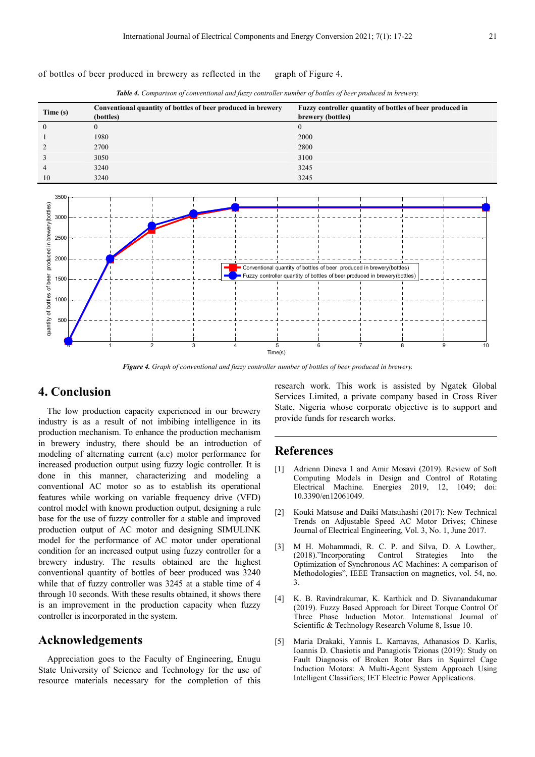of bottles of beer produced in brewery as reflected in the graph of Figure 4.

*Table 4. Comparison of conventional and fuzzy controller number of bottles of beer produced in brewery.*

| Time (s) | Conventional quantity of bottles of beer produced in brewery (bottles) | Fuzzy controller quantity of bottles of beer produced in brewery (bottles) |
|---|---|---|
| 0 | 0 | 0 |
| 1 | 1980 | 2000 |
| 2 | 2700 | 2800 |
| 3 | 3050 | 3100 |
| 4 | 3240 | 3245 |
| 10 | 3240 | 3245 |

*Figure 4. Graph of conventional and fuzzy controller number of bottles of beer produced in brewery.*

## 4. Conclusion

The low production capacity experienced in our brewery industry is as a result of not imbibing intelligence in its production mechanism. To enhance the production mechanism in brewery industry, there should be an introduction of modeling of alternating current (a.c) motor performance for increased production output using fuzzy logic controller. It is done in this manner, characterizing and modeling a conventional AC motor so as to establish its operational features while working on variable frequency drive (VFD) control model with known production output, designing a rule base for the use of fuzzy controller for a stable and improved production output of AC motor and designing SIMULINK model for the performance of AC motor under operational condition for an increased output using fuzzy controller for a brewery industry. The results obtained are the highest conventional quantity of bottles of beer produced was 3240 while that of fuzzy controller was 3245 at a stable time of 4 through 10 seconds. With these results obtained, it shows there is an improvement in the production capacity when fuzzy controller is incorporated in the system.

## Acknowledgements

Appreciation goes to the Faculty of Engineering, Enugu State University of Science and Technology for the use of resource materials necessary for the completion of this research work. This work is assisted by Ngatek Global Services Limited, a private company based in Cross River State, Nigeria whose corporate objective is to support and provide funds for research works.

## References

[1] Adrienn Dineva 1 and Amir Mosavi (2019). Review of Soft Computing Models in Design and Control of Rotating Electrical Machine. Energies 2019, 12, 1049; doi: 10.3390/en12061049.

[2] Kouki Matsuse and Daiki Matsuhashi (2017): New Technical Trends on Adjustable Speed AC Motor Drives; Chinese Journal of Electrical Engineering, Vol. 3, No. 1, June 2017.

[3] M H. Mohammadi, R. C. P. and Silva, D. A Lowther,. (2018)."Incorporating Control Strategies Into the Optimization of Synchronous AC Machines: A comparison of Methodologies", IEEE Transaction on magnetics, vol. 54, no. 3.

[4] K. B. Ravindrakumar, K. Karthick and D. Sivanandakumar (2019). Fuzzy Based Approach for Direct Torque Control Of Three Phase Induction Motor. International Journal of Scientific & Technology Research Volume 8, Issue 10.

[5] Maria Drakaki, Yannis L. Karnavas, Athanasios D. Karlis, Ioannis D. Chasiotis and Panagiotis Tzionas (2019): Study on Fault Diagnosis of Broken Rotor Bars in Squirrel Cage Induction Motors: A Multi-Agent System Approach Using Intelligent Classifiers; IET Electric Power Applications.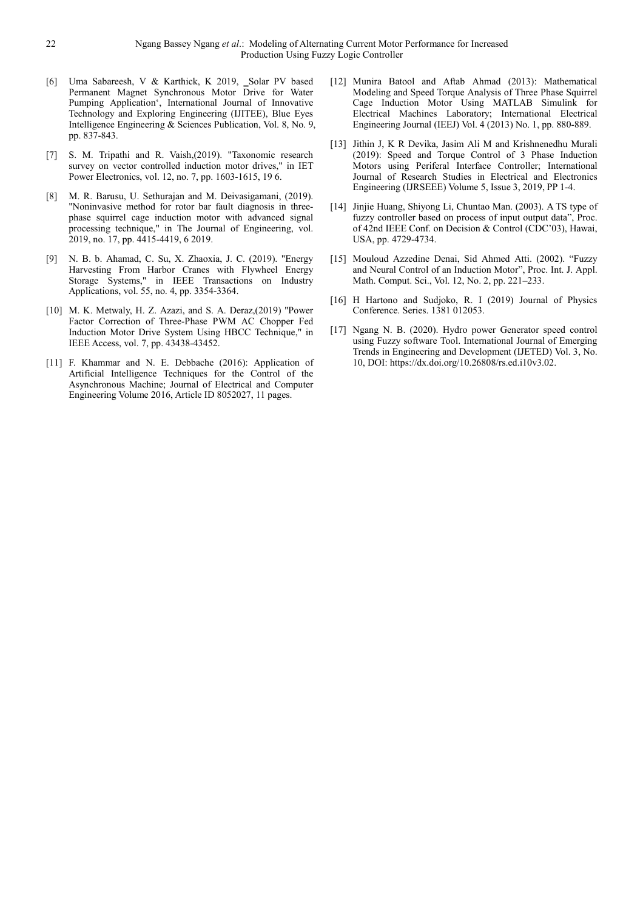[6] Uma Sabareesh, V & Karthick, K 2019, _Solar PV based Permanent Magnet Synchronous Motor Drive for Water Pumping Application‘, International Journal of Innovative Technology and Exploring Engineering (IJITEE), Blue Eyes Intelligence Engineering & Sciences Publication, Vol. 8, No. 9, pp. 837-843.

[7] S. M. Tripathi and R. Vaish,(2019). "Taxonomic research survey on vector controlled induction motor drives," in IET Power Electronics, vol. 12, no. 7, pp. 1603-1615, 19 6.

[8] M. R. Barusu, U. Sethurajan and M. Deivasigamani, (2019). "Noninvasive method for rotor bar fault diagnosis in three-phase squirrel cage induction motor with advanced signal processing technique," in The Journal of Engineering, vol. 2019, no. 17, pp. 4415-4419, 6 2019.

[9] N. B. b. Ahamad, C. Su, X. Zhaoxia, J. C. (2019). "Energy Harvesting From Harbor Cranes with Flywheel Energy Storage Systems," in IEEE Transactions on Industry Applications, vol. 55, no. 4, pp. 3354-3364.

[10] M. K. Metwaly, H. Z. Azazi, and S. A. Deraz,(2019) "Power Factor Correction of Three-Phase PWM AC Chopper Fed Induction Motor Drive System Using HBCC Technique," in IEEE Access, vol. 7, pp. 43438-43452.

[11] F. Khammar and N. E. Debbache (2016): Application of Artificial Intelligence Techniques for the Control of the Asynchronous Machine; Journal of Electrical and Computer Engineering Volume 2016, Article ID 8052027, 11 pages.

[12] Munira Batool and Aftab Ahmad (2013): Mathematical Modeling and Speed Torque Analysis of Three Phase Squirrel Cage Induction Motor Using MATLAB Simulink for Electrical Machines Laboratory; International Electrical Engineering Journal (IEEJ) Vol. 4 (2013) No. 1, pp. 880-889.

[13] Jithin J, K R Devika, Jasim Ali M and Krishnenedhu Murali (2019): Speed and Torque Control of 3 Phase Induction Motors using Periferal Interface Controller; International Journal of Research Studies in Electrical and Electronics Engineering (IJRSEEE) Volume 5, Issue 3, 2019, PP 1-4.

[14] Jinjie Huang, Shiyong Li, Chuntao Man. (2003). A TS type of fuzzy controller based on process of input output data", Proc. of 42nd IEEE Conf. on Decision & Control (CDC'03), Hawai, USA, pp. 4729-4734.

[15] Mouloud Azzedine Denai, Sid Ahmed Atti. (2002). "Fuzzy and Neural Control of an Induction Motor", Proc. Int. J. Appl. Math. Comput. Sci., Vol. 12, No. 2, pp. 221–233.

[16] H Hartono and Sudjoko, R. I (2019) Journal of Physics Conference. Series. 1381 012053.

[17] Ngang N. B. (2020). Hydro power Generator speed control using Fuzzy software Tool. International Journal of Emerging Trends in Engineering and Development (IJETED) Vol. 3, No. 10, DOI: https://dx.doi.org/10.26808/rs.ed.i10v3.02.